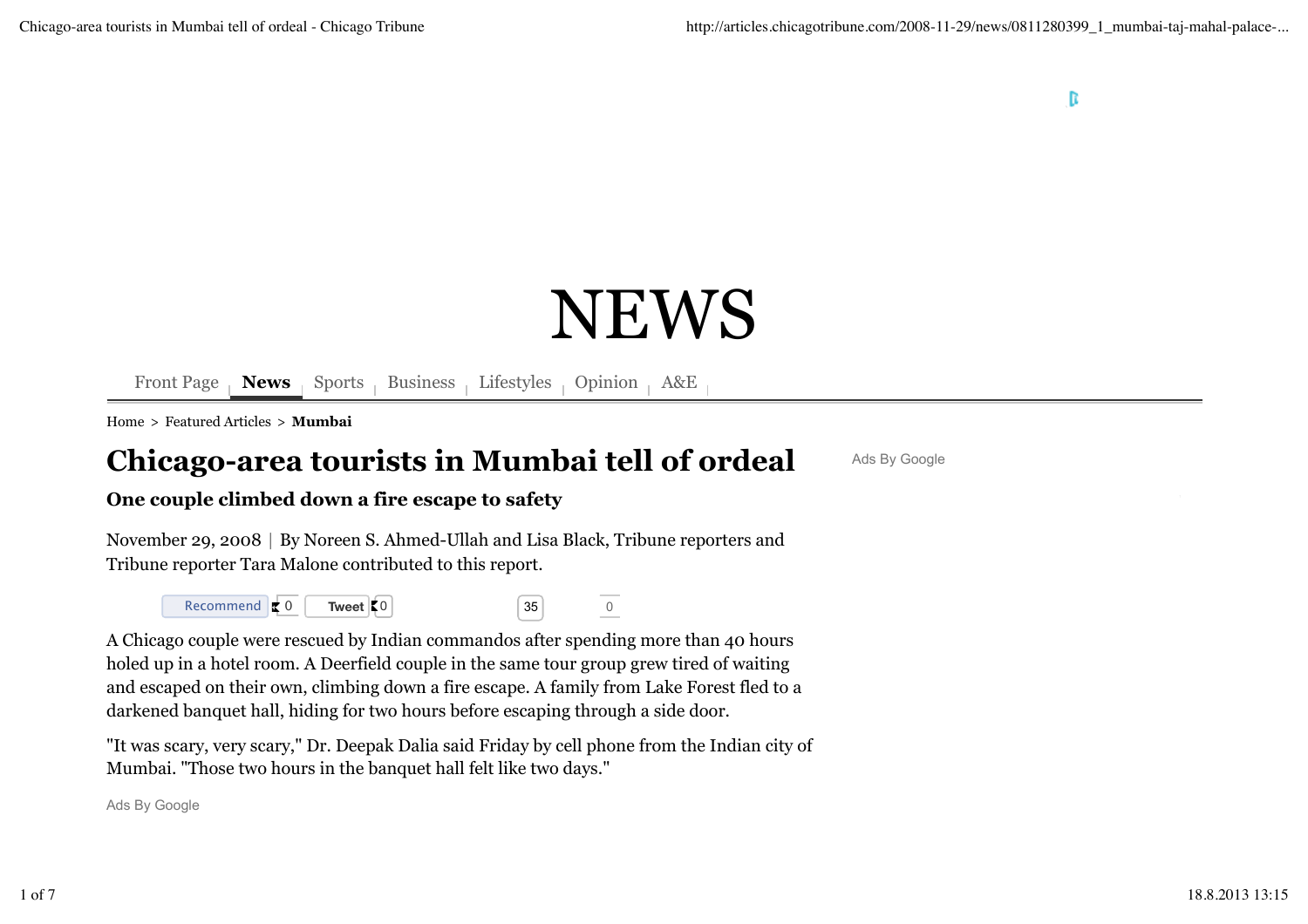# NEWS

Front Page | **News** | Sports | Business | Lifestyles | Opinion | A&E

Home > Featured Articles > **Mumbai**

# Chicago-area tourists in Mumbai tell of ordeal

### One couple climbed down a fire escape to safety

November 29, 2008 | By Noreen S. Ahmed-Ullah and Lisa Black, Tribune reporters and Tribune reporter Tara Malone contributed to this report.

A Chicago couple were rescued by Indian commandos after spending more than 40 hours holed up in a hotel room. A Deerfield couple in the same tour group grew tired of waiting and escaped on their own, climbing down a fire escape. A family from Lake Forest fled to a darkened banquet hall, hiding for two hours before escaping through a side door.

"It was scary, very scary," Dr. Deepak Dalia said Friday by cell phone from the Indian city of Mumbai. "Those two hours in the banquet hall felt like two days."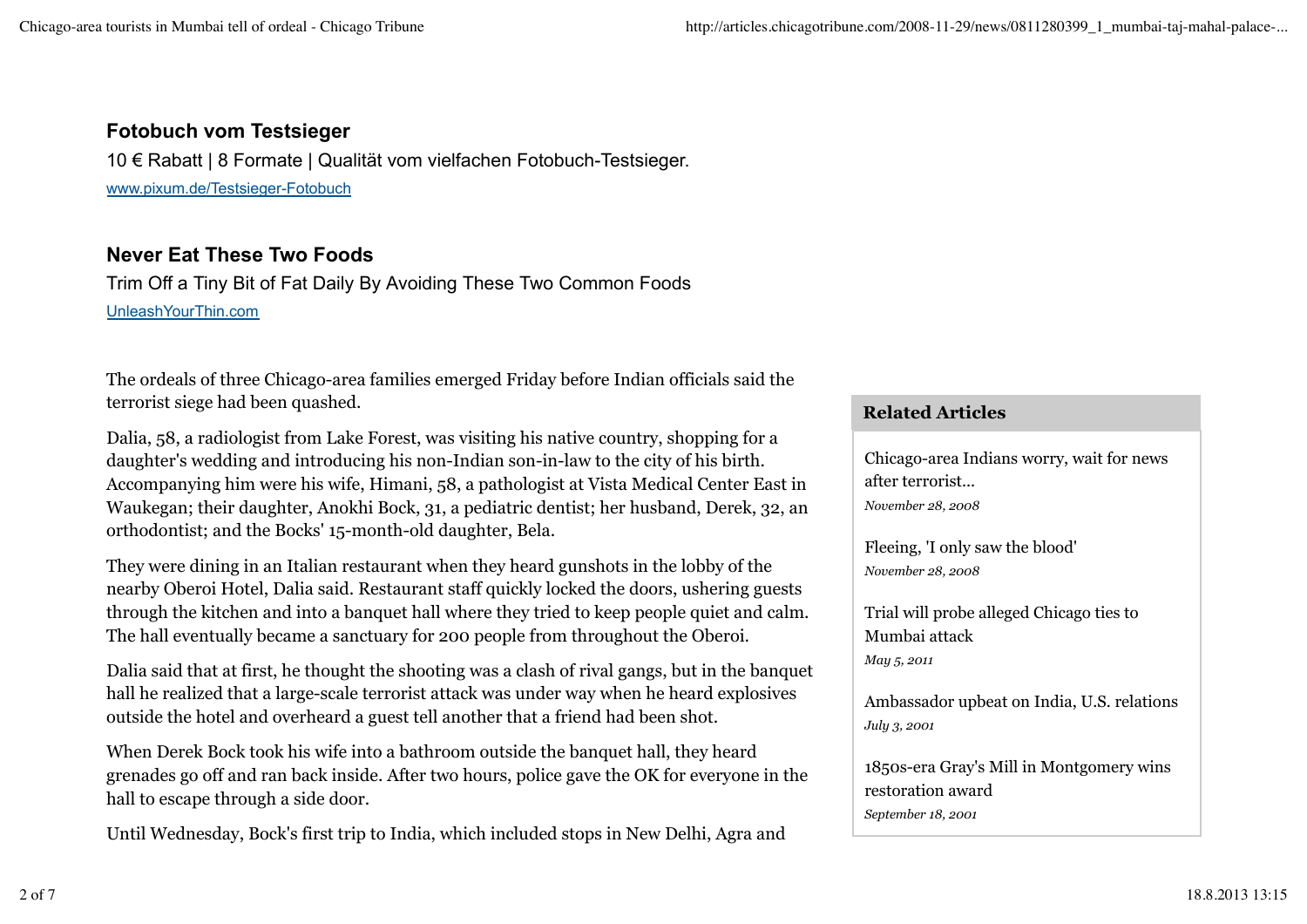**Fotobuch vom Testsieger**

10 € Rabatt | 8 Formate | Qualität vom vielfachen Fotobuch-Testsieger.

www.pixum.de/Testsieger-Fotobuch

**Never Eat These Two Foods**

Trim Off a Tiny Bit of Fat Daily By Avoiding These Two Common Foods

UnleashYourThin.com

The ordeals of three Chicago-area families emerged Friday before Indian officials said the terrorist siege had been quashed.

Dalia, 58, a radiologist from Lake Forest, was visiting his native country, shopping for a daughter's wedding and introducing his non-Indian son-in-law to the city of his birth. Accompanying him were his wife, Himani, 58, a pathologist at Vista Medical Center East in Waukegan; their daughter, Anokhi Bock, 31, a pediatric dentist; her husband, Derek, 32, an orthodontist; and the Bocks' 15-month-old daughter, Bela.

They were dining in an Italian restaurant when they heard gunshots in the lobby of the nearby Oberoi Hotel, Dalia said. Restaurant staff quickly locked the doors, ushering guests through the kitchen and into a banquet hall where they tried to keep people quiet and calm. The hall eventually became a sanctuary for 200 people from throughout the Oberoi.

Dalia said that at first, he thought the shooting was a clash of rival gangs, but in the banquet hall he realized that a large-scale terrorist attack was under way when he heard explosives outside the hotel and overheard a guest tell another that a friend had been shot.

When Derek Bock took his wife into a bathroom outside the banquet hall, they heard grenades go off and ran back inside. After two hours, police gave the OK for everyone in the hall to escape through a side door.

Until Wednesday, Bock's first trip to India, which included stops in New Delhi, Agra and

**Related Articles**

- Chicago-area Indians worry, wait for news after terrorist... *November 28, 2008*
- Fleeing, 'I only saw the blood' *November 28, 2008*
- Trial will probe alleged Chicago ties to Mumbai attack *May 5, 2011*
- Ambassador upbeat on India, U.S. relations *July 3, 2001*
- 1850s-era Gray's Mill in Montgomery wins restoration award *September 18, 2001*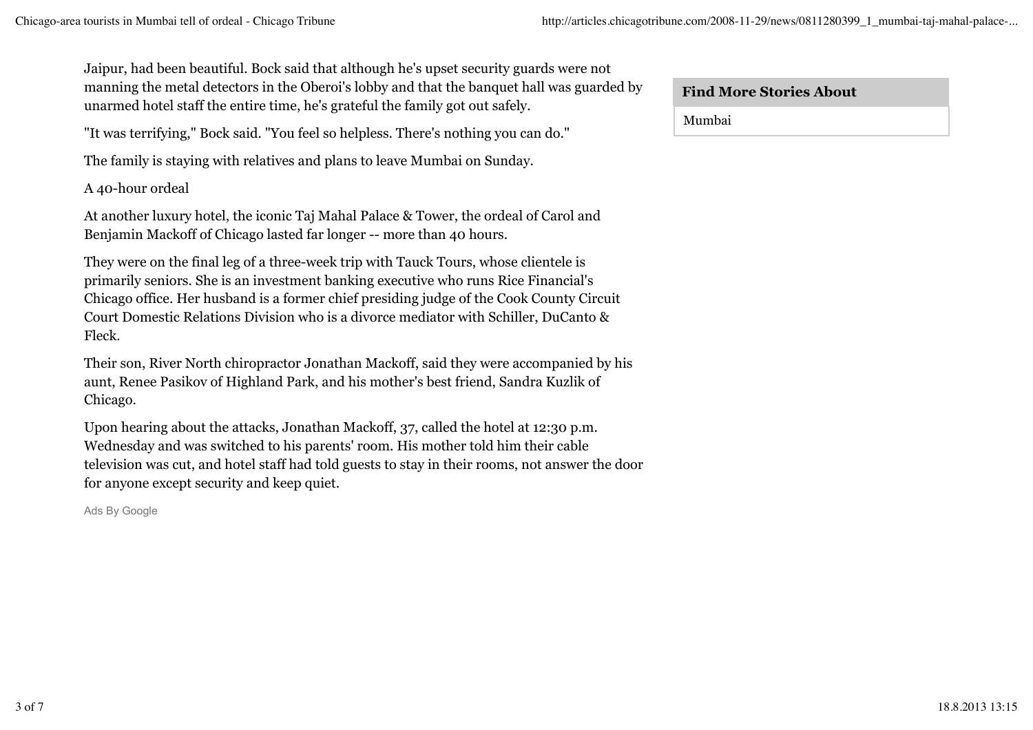Jaipur, had been beautiful. Bock said that although he's upset security guards were not manning the metal detectors in the Oberoi's lobby and that the banquet hall was guarded by unarmed hotel staff the entire time, he's grateful the family got out safely.

"It was terrifying," Bock said. "You feel so helpless. There's nothing you can do."

The family is staying with relatives and plans to leave Mumbai on Sunday.

A 40-hour ordeal

At another luxury hotel, the iconic Taj Mahal Palace & Tower, the ordeal of Carol and Benjamin Mackoff of Chicago lasted far longer -- more than 40 hours.

They were on the final leg of a three-week trip with Tauck Tours, whose clientele is primarily seniors. She is an investment banking executive who runs Rice Financial's Chicago office. Her husband is a former chief presiding judge of the Cook County Circuit Court Domestic Relations Division who is a divorce mediator with Schiller, DuCanto & Fleck.

Their son, River North chiropractor Jonathan Mackoff, said they were accompanied by his aunt, Renee Pasikov of Highland Park, and his mother's best friend, Sandra Kuzlik of Chicago.

Upon hearing about the attacks, Jonathan Mackoff, 37, called the hotel at 12:30 p.m. Wednesday and was switched to his parents' room. His mother told him their cable television was cut, and hotel staff had told guests to stay in their rooms, not answer the door for anyone except security and keep quiet.

Ads By Google

**Find More Stories About**

Mumbai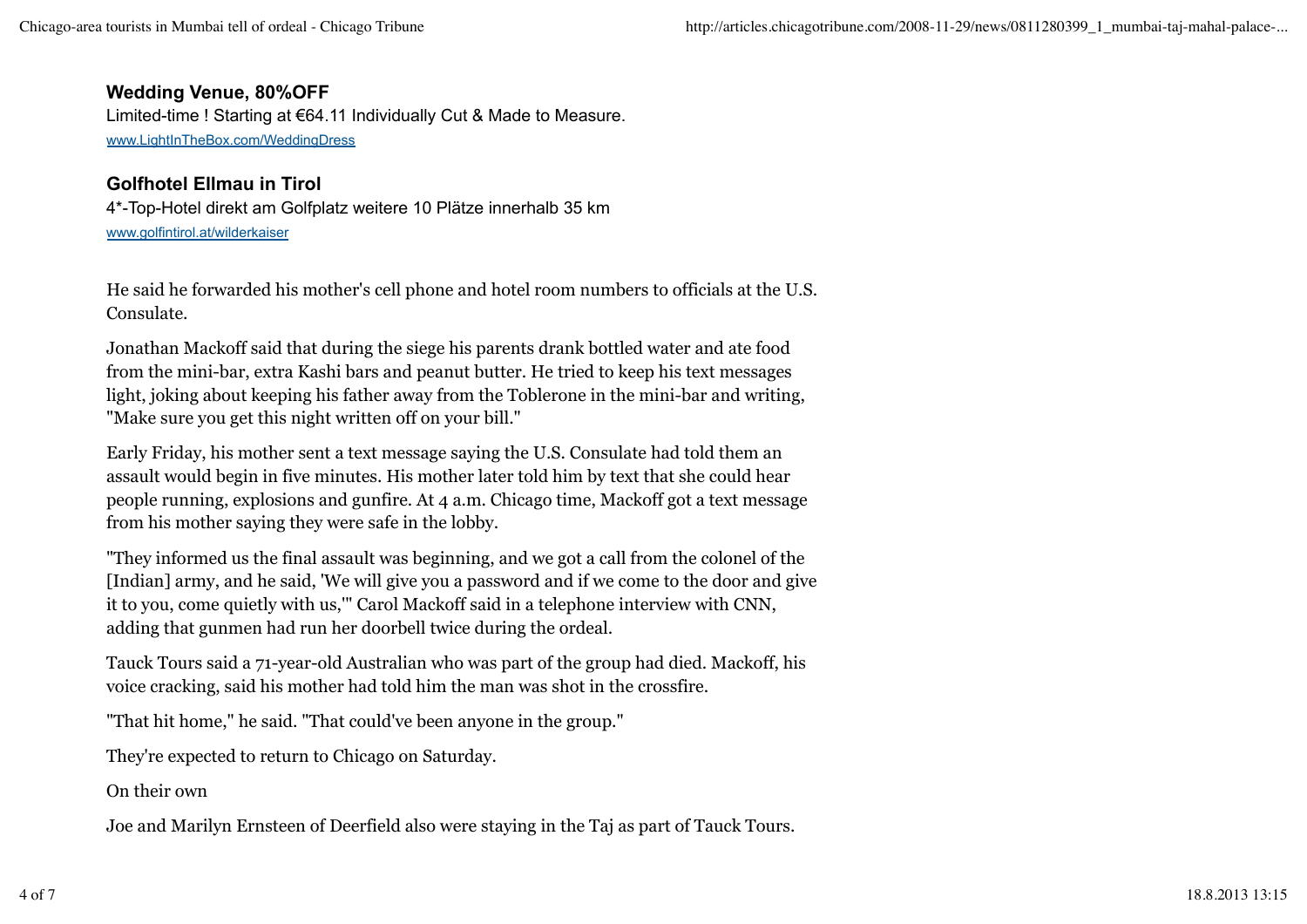**Wedding Venue, 80%OFF**

Limited-time ! Starting at €64.11 Individually Cut & Made to Measure.

www.LightInTheBox.com/WeddingDress

**Golfhotel Ellmau in Tirol**

4*-Top-Hotel direkt am Golfplatz weitere 10 Plätze innerhalb 35 km

www.golfintirol.at/wilderkaiser

He said he forwarded his mother's cell phone and hotel room numbers to officials at the U.S. Consulate.

Jonathan Mackoff said that during the siege his parents drank bottled water and ate food from the mini-bar, extra Kashi bars and peanut butter. He tried to keep his text messages light, joking about keeping his father away from the Toblerone in the mini-bar and writing, "Make sure you get this night written off on your bill."

Early Friday, his mother sent a text message saying the U.S. Consulate had told them an assault would begin in five minutes. His mother later told him by text that she could hear people running, explosions and gunfire. At 4 a.m. Chicago time, Mackoff got a text message from his mother saying they were safe in the lobby.

"They informed us the final assault was beginning, and we got a call from the colonel of the [Indian] army, and he said, 'We will give you a password and if we come to the door and give it to you, come quietly with us,'" Carol Mackoff said in a telephone interview with CNN, adding that gunmen had run her doorbell twice during the ordeal.

Tauck Tours said a 71-year-old Australian who was part of the group had died. Mackoff, his voice cracking, said his mother had told him the man was shot in the crossfire.

"That hit home," he said. "That could've been anyone in the group."

They're expected to return to Chicago on Saturday.

On their own

Joe and Marilyn Ernsteen of Deerfield also were staying in the Taj as part of Tauck Tours.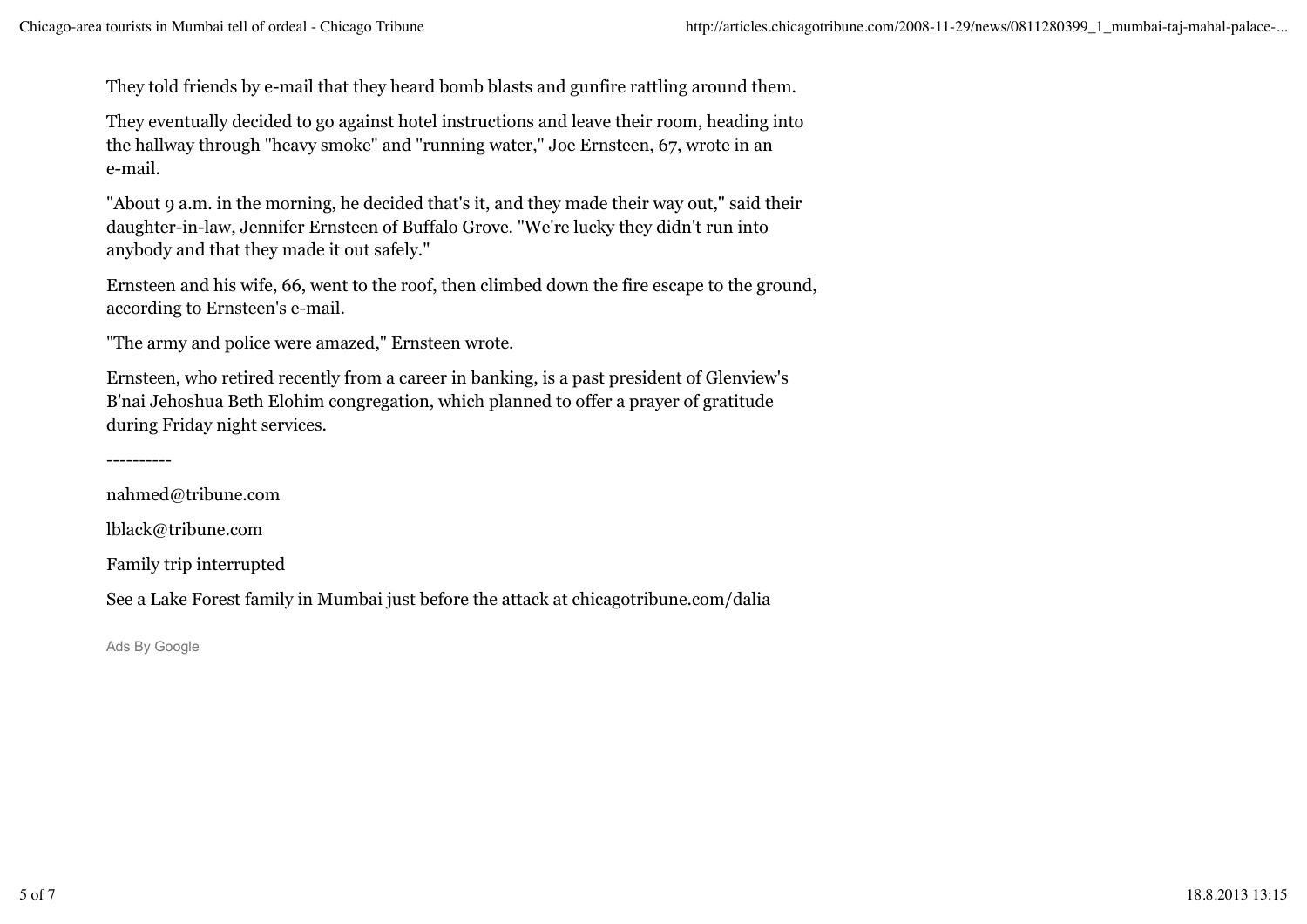They told friends by e-mail that they heard bomb blasts and gunfire rattling around them.

They eventually decided to go against hotel instructions and leave their room, heading into the hallway through "heavy smoke" and "running water," Joe Ernsteen, 67, wrote in an e-mail.

"About 9 a.m. in the morning, he decided that's it, and they made their way out," said their daughter-in-law, Jennifer Ernsteen of Buffalo Grove. "We're lucky they didn't run into anybody and that they made it out safely."

Ernsteen and his wife, 66, went to the roof, then climbed down the fire escape to the ground, according to Ernsteen's e-mail.

"The army and police were amazed," Ernsteen wrote.

Ernsteen, who retired recently from a career in banking, is a past president of Glenview's B'nai Jehoshua Beth Elohim congregation, which planned to offer a prayer of gratitude during Friday night services.

----------

nahmed@tribune.com

lblack@tribune.com

Family trip interrupted

See a Lake Forest family in Mumbai just before the attack at chicagotribune.com/dalia

Ads By Google